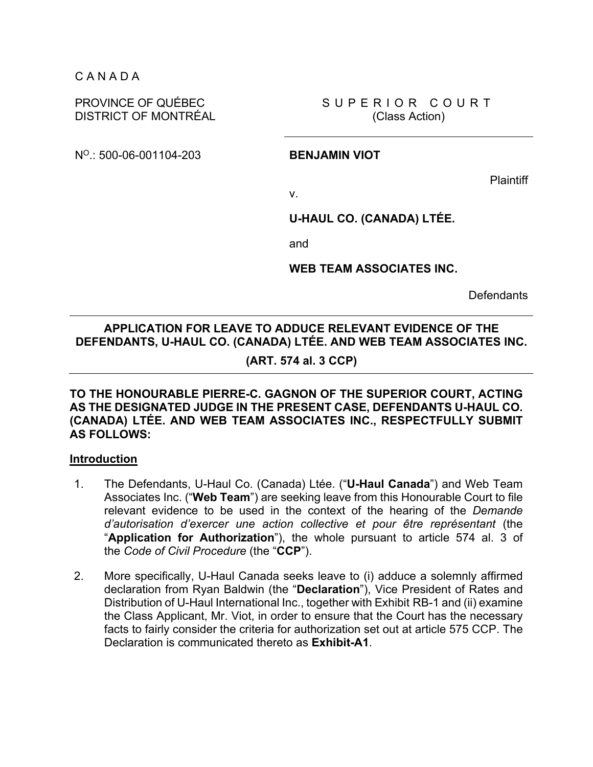C A N A D A

PROVINCE OF QUÉBEC
DISTRICT OF MONTRÉAL

S U P E R I O R C O U R T
(Class Action)

N$^{O}$.: 500-06-001104-203

**BENJAMIN VIOT**

Plaintiff

v.

**U-HAUL CO. (CANADA) LTÉE.**

and

**WEB TEAM ASSOCIATES INC.**

Defendants

---

**APPLICATION FOR LEAVE TO ADDUCE RELEVANT EVIDENCE OF THE DEFENDANTS, U-HAUL CO. (CANADA) LTÉE. AND WEB TEAM ASSOCIATES INC.**

**(ART. 574 al. 3 CCP)**

---

**TO THE HONOURABLE PIERRE-C. GAGNON OF THE SUPERIOR COURT, ACTING AS THE DESIGNATED JUDGE IN THE PRESENT CASE, DEFENDANTS U-HAUL CO. (CANADA) LTÉE. AND WEB TEAM ASSOCIATES INC., RESPECTFULLY SUBMIT AS FOLLOWS:**

**Introduction**

1. The Defendants, U-Haul Co. (Canada) Ltée. ("**U-Haul Canada**") and Web Team Associates Inc. ("**Web Team**") are seeking leave from this Honourable Court to file relevant evidence to be used in the context of the hearing of the *Demande d'autorisation d'exercer une action collective et pour être représentant* (the "**Application for Authorization**"), the whole pursuant to article 574 al. 3 of the *Code of Civil Procedure* (the "**CCP**").

2. More specifically, U-Haul Canada seeks leave to (i) adduce a solemnly affirmed declaration from Ryan Baldwin (the "**Declaration**"), Vice President of Rates and Distribution of U-Haul International Inc., together with Exhibit RB-1 and (ii) examine the Class Applicant, Mr. Viot, in order to ensure that the Court has the necessary facts to fairly consider the criteria for authorization set out at article 575 CCP. The Declaration is communicated thereto as **Exhibit-A1**.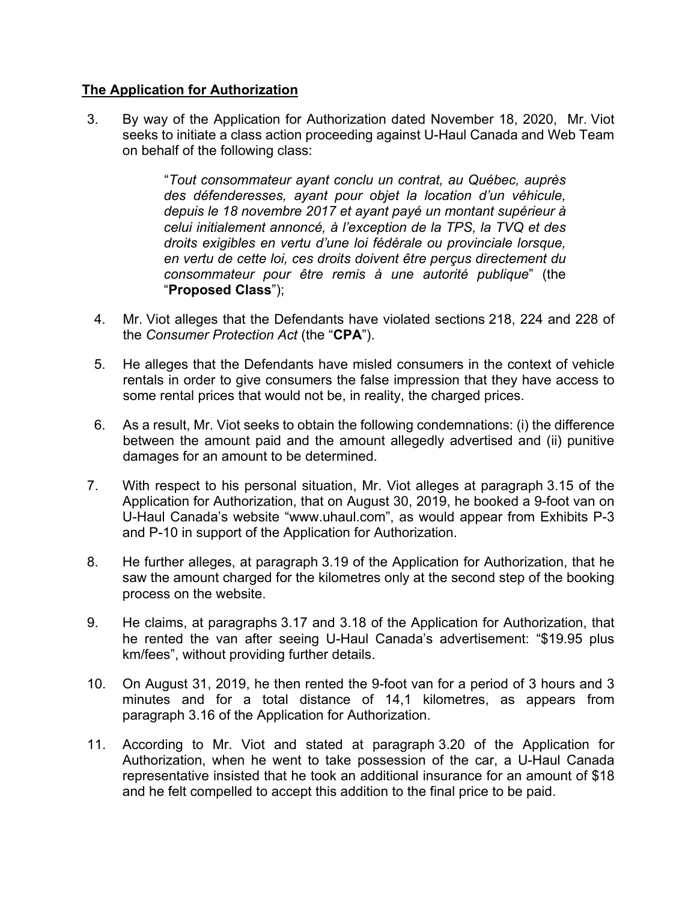## The Application for Authorization

3. By way of the Application for Authorization dated November 18, 2020, Mr. Viot seeks to initiate a class action proceeding against U-Haul Canada and Web Team on behalf of the following class:

   > "*Tout consommateur ayant conclu un contrat, au Québec, auprès des défenderesses, ayant pour objet la location d'un véhicule, depuis le 18 novembre 2017 et ayant payé un montant supérieur à celui initialement annoncé, à l'exception de la TPS, la TVQ et des droits exigibles en vertu d'une loi fédérale ou provinciale lorsque, en vertu de cette loi, ces droits doivent être perçus directement du consommateur pour être remis à une autorité publique*" (the "**Proposed Class**");

4. Mr. Viot alleges that the Defendants have violated sections 218, 224 and 228 of the *Consumer Protection Act* (the "**CPA**").

5. He alleges that the Defendants have misled consumers in the context of vehicle rentals in order to give consumers the false impression that they have access to some rental prices that would not be, in reality, the charged prices.

6. As a result, Mr. Viot seeks to obtain the following condemnations: (i) the difference between the amount paid and the amount allegedly advertised and (ii) punitive damages for an amount to be determined.

7. With respect to his personal situation, Mr. Viot alleges at paragraph 3.15 of the Application for Authorization, that on August 30, 2019, he booked a 9-foot van on U-Haul Canada's website "www.uhaul.com", as would appear from Exhibits P-3 and P-10 in support of the Application for Authorization.

8. He further alleges, at paragraph 3.19 of the Application for Authorization, that he saw the amount charged for the kilometres only at the second step of the booking process on the website.

9. He claims, at paragraphs 3.17 and 3.18 of the Application for Authorization, that he rented the van after seeing U-Haul Canada's advertisement: "$19.95 plus km/fees", without providing further details.

10. On August 31, 2019, he then rented the 9-foot van for a period of 3 hours and 3 minutes and for a total distance of 14,1 kilometres, as appears from paragraph 3.16 of the Application for Authorization.

11. According to Mr. Viot and stated at paragraph 3.20 of the Application for Authorization, when he went to take possession of the car, a U-Haul Canada representative insisted that he took an additional insurance for an amount of $18 and he felt compelled to accept this addition to the final price to be paid.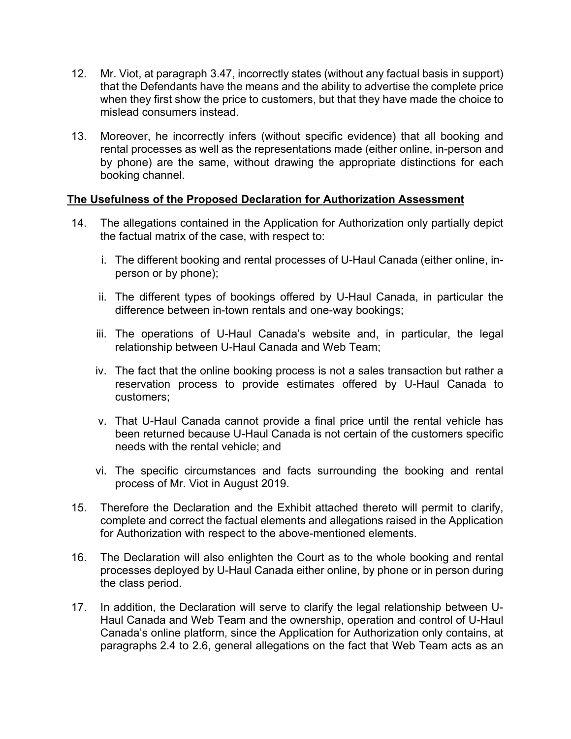12. Mr. Viot, at paragraph 3.47, incorrectly states (without any factual basis in support) that the Defendants have the means and the ability to advertise the complete price when they first show the price to customers, but that they have made the choice to mislead consumers instead.

13. Moreover, he incorrectly infers (without specific evidence) that all booking and rental processes as well as the representations made (either online, in-person and by phone) are the same, without drawing the appropriate distinctions for each booking channel.

**The Usefulness of the Proposed Declaration for Authorization Assessment**

14. The allegations contained in the Application for Authorization only partially depict the factual matrix of the case, with respect to:

    i. The different booking and rental processes of U-Haul Canada (either online, in-person or by phone);

    ii. The different types of bookings offered by U-Haul Canada, in particular the difference between in-town rentals and one-way bookings;

    iii. The operations of U-Haul Canada's website and, in particular, the legal relationship between U-Haul Canada and Web Team;

    iv. The fact that the online booking process is not a sales transaction but rather a reservation process to provide estimates offered by U-Haul Canada to customers;

    v. That U-Haul Canada cannot provide a final price until the rental vehicle has been returned because U-Haul Canada is not certain of the customers specific needs with the rental vehicle; and

    vi. The specific circumstances and facts surrounding the booking and rental process of Mr. Viot in August 2019.

15. Therefore the Declaration and the Exhibit attached thereto will permit to clarify, complete and correct the factual elements and allegations raised in the Application for Authorization with respect to the above-mentioned elements.

16. The Declaration will also enlighten the Court as to the whole booking and rental processes deployed by U-Haul Canada either online, by phone or in person during the class period.

17. In addition, the Declaration will serve to clarify the legal relationship between U-Haul Canada and Web Team and the ownership, operation and control of U-Haul Canada's online platform, since the Application for Authorization only contains, at paragraphs 2.4 to 2.6, general allegations on the fact that Web Team acts as an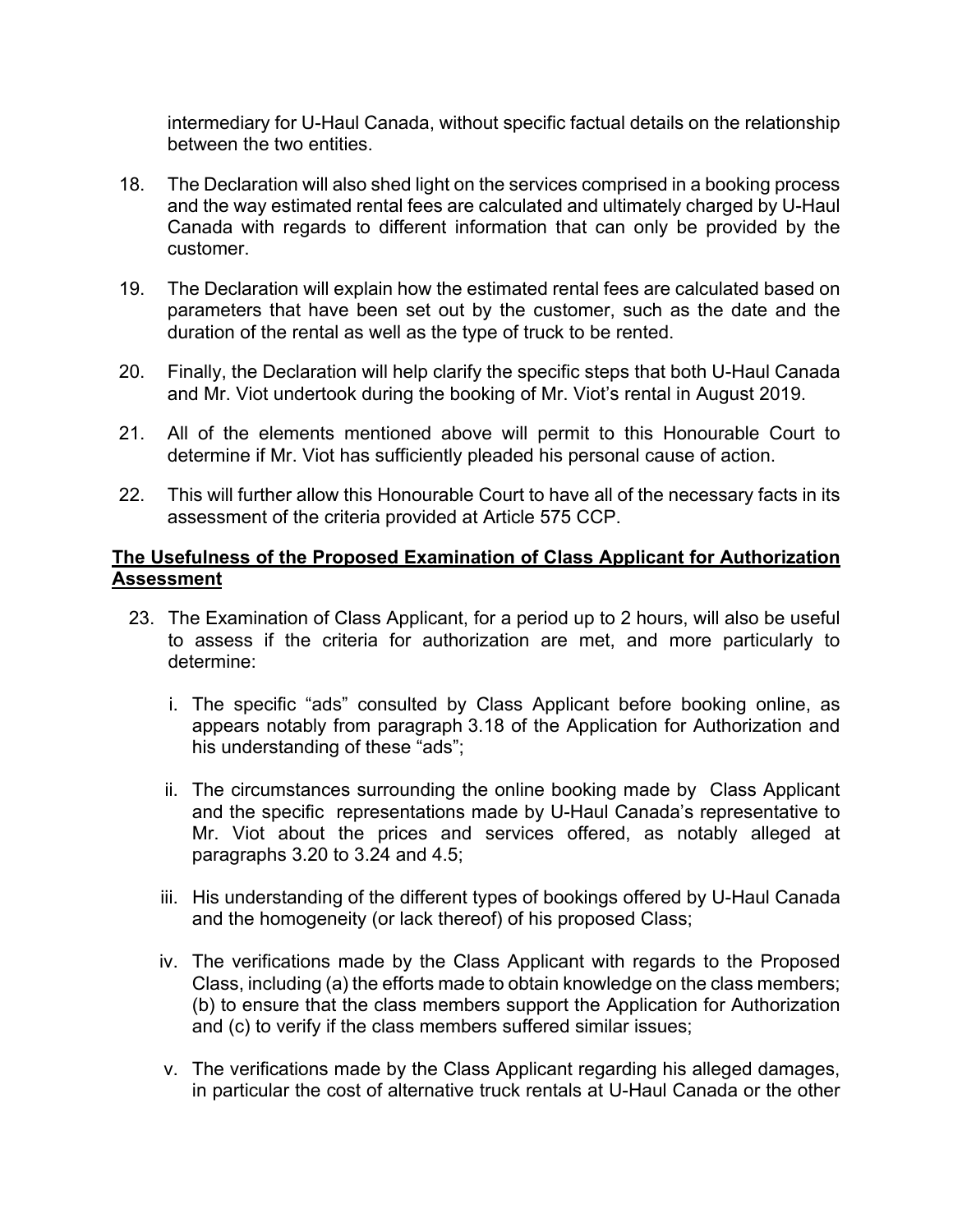intermediary for U-Haul Canada, without specific factual details on the relationship between the two entities.

18. The Declaration will also shed light on the services comprised in a booking process and the way estimated rental fees are calculated and ultimately charged by U-Haul Canada with regards to different information that can only be provided by the customer.

19. The Declaration will explain how the estimated rental fees are calculated based on parameters that have been set out by the customer, such as the date and the duration of the rental as well as the type of truck to be rented.

20. Finally, the Declaration will help clarify the specific steps that both U-Haul Canada and Mr. Viot undertook during the booking of Mr. Viot's rental in August 2019.

21. All of the elements mentioned above will permit to this Honourable Court to determine if Mr. Viot has sufficiently pleaded his personal cause of action.

22. This will further allow this Honourable Court to have all of the necessary facts in its assessment of the criteria provided at Article 575 CCP.

**<u>The Usefulness of the Proposed Examination of Class Applicant for Authorization Assessment</u>**

23. The Examination of Class Applicant, for a period up to 2 hours, will also be useful to assess if the criteria for authorization are met, and more particularly to determine:

    i. The specific "ads" consulted by Class Applicant before booking online, as appears notably from paragraph 3.18 of the Application for Authorization and his understanding of these "ads";

    ii. The circumstances surrounding the online booking made by Class Applicant and the specific representations made by U-Haul Canada's representative to Mr. Viot about the prices and services offered, as notably alleged at paragraphs 3.20 to 3.24 and 4.5;

    iii. His understanding of the different types of bookings offered by U-Haul Canada and the homogeneity (or lack thereof) of his proposed Class;

    iv. The verifications made by the Class Applicant with regards to the Proposed Class, including (a) the efforts made to obtain knowledge on the class members; (b) to ensure that the class members support the Application for Authorization and (c) to verify if the class members suffered similar issues;

    v. The verifications made by the Class Applicant regarding his alleged damages, in particular the cost of alternative truck rentals at U-Haul Canada or the other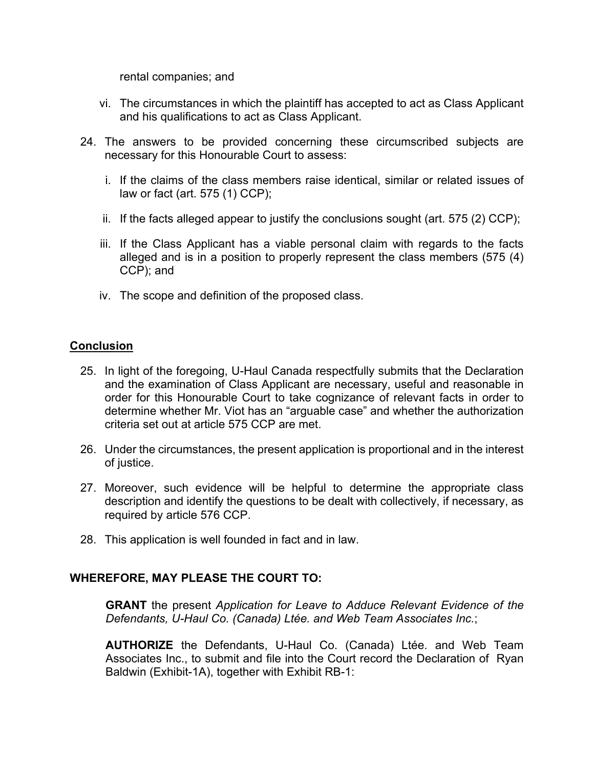rental companies; and

vi. The circumstances in which the plaintiff has accepted to act as Class Applicant and his qualifications to act as Class Applicant.

24. The answers to be provided concerning these circumscribed subjects are necessary for this Honourable Court to assess:

    i. If the claims of the class members raise identical, similar or related issues of law or fact (art. 575 (1) CCP);

    ii. If the facts alleged appear to justify the conclusions sought (art. 575 (2) CCP);

    iii. If the Class Applicant has a viable personal claim with regards to the facts alleged and is in a position to properly represent the class members (575 (4) CCP); and

    iv. The scope and definition of the proposed class.

## Conclusion

25. In light of the foregoing, U-Haul Canada respectfully submits that the Declaration and the examination of Class Applicant are necessary, useful and reasonable in order for this Honourable Court to take cognizance of relevant facts in order to determine whether Mr. Viot has an "arguable case" and whether the authorization criteria set out at article 575 CCP are met.

26. Under the circumstances, the present application is proportional and in the interest of justice.

27. Moreover, such evidence will be helpful to determine the appropriate class description and identify the questions to be dealt with collectively, if necessary, as required by article 576 CCP.

28. This application is well founded in fact and in law.

**WHEREFORE, MAY PLEASE THE COURT TO:**

**GRANT** the present *Application for Leave to Adduce Relevant Evidence of the Defendants, U-Haul Co. (Canada) Ltée. and Web Team Associates Inc.*;

**AUTHORIZE** the Defendants, U-Haul Co. (Canada) Ltée. and Web Team Associates Inc., to submit and file into the Court record the Declaration of Ryan Baldwin (Exhibit-1A), together with Exhibit RB-1: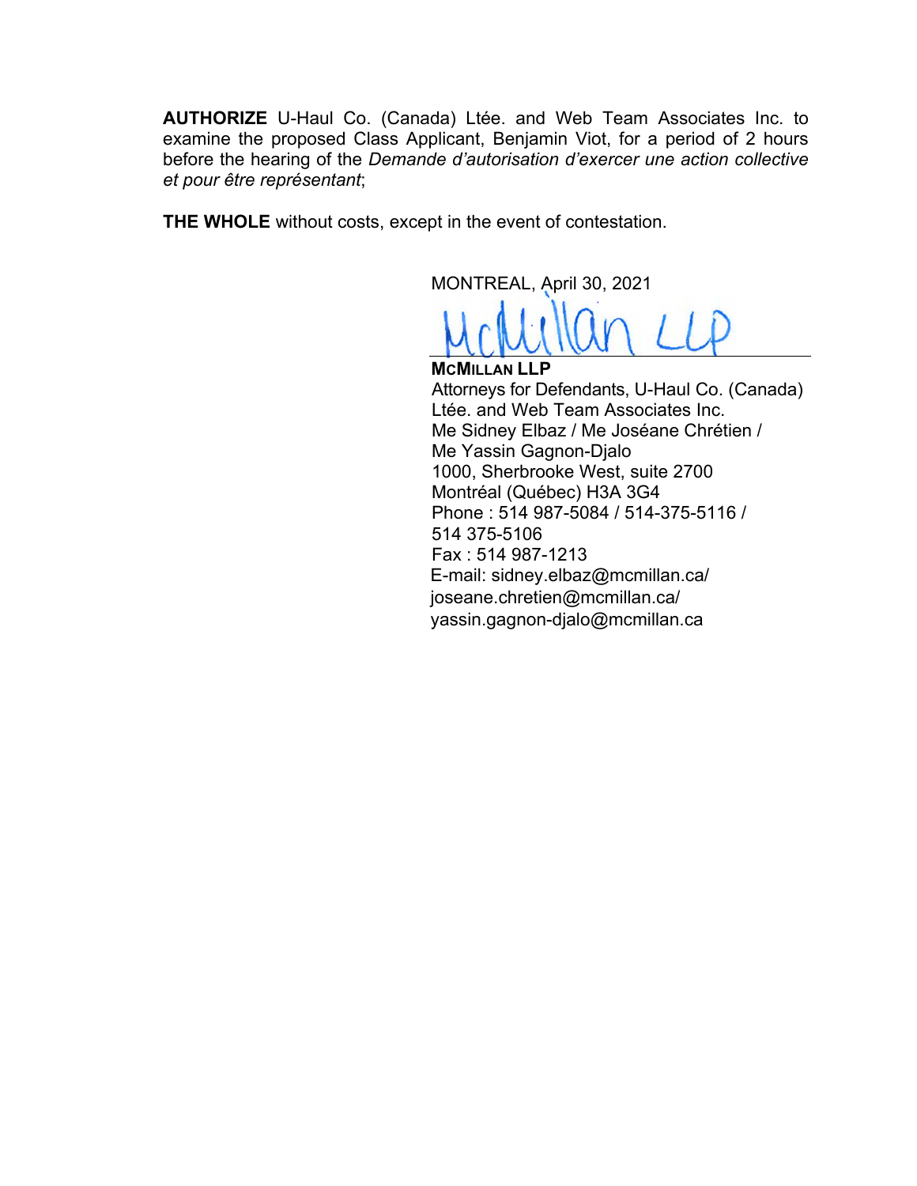**AUTHORIZE** U-Haul Co. (Canada) Ltée. and Web Team Associates Inc. to examine the proposed Class Applicant, Benjamin Viot, for a period of 2 hours before the hearing of the *Demande d'autorisation d'exercer une action collective et pour être représentant*;

**THE WHOLE** without costs, except in the event of contestation.

MONTREAL, April 30, 2021

McMillan LLP

**McMILLAN LLP**
Attorneys for Defendants, U-Haul Co. (Canada) Ltée. and Web Team Associates Inc.
Me Sidney Elbaz / Me Joséane Chrétien / Me Yassin Gagnon-Djalo
1000, Sherbrooke West, suite 2700
Montréal (Québec) H3A 3G4
Phone : 514 987-5084 / 514-375-5116 / 514 375-5106
Fax : 514 987-1213
E-mail: sidney.elbaz@mcmillan.ca/ joseane.chretien@mcmillan.ca/ yassin.gagnon-djalo@mcmillan.ca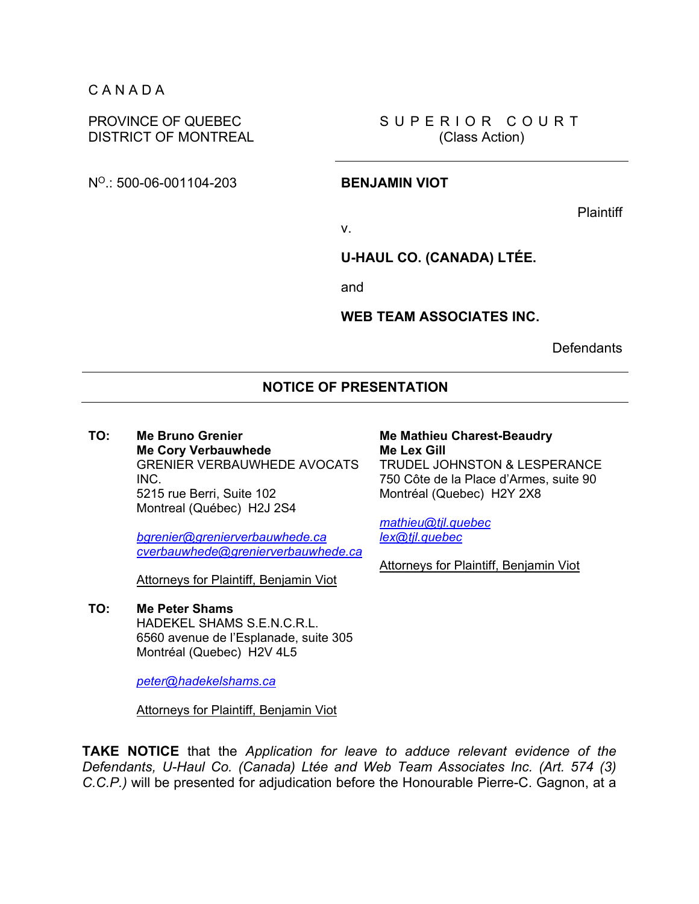C A N A D A

PROVINCE OF QUEBEC
DISTRICT OF MONTREAL

N^O^.: 500-06-001104-203

S U P E R I O R   C O U R T
(Class Action)

**BENJAMIN VIOT**

Plaintiff

v.

**U-HAUL CO. (CANADA) LTÉE.**

and

**WEB TEAM ASSOCIATES INC.**

Defendants

---

**NOTICE OF PRESENTATION**

---

**TO:** **Me Bruno Grenier**
**Me Cory Verbauwhede**
GRENIER VERBAUWHEDE AVOCATS INC.
5215 rue Berri, Suite 102
Montreal (Québec) H2J 2S4

bgrenier@grenierverbauwhede.ca
cverbauwhede@grenierverbauwhede.ca

Attorneys for Plaintiff, Benjamin Viot

**Me Mathieu Charest-Beaudry**
**Me Lex Gill**
TRUDEL JOHNSTON & LESPERANCE
750 Côte de la Place d'Armes, suite 90
Montréal (Quebec) H2Y 2X8

mathieu@tjl.quebec
lex@tjl.quebec

Attorneys for Plaintiff, Benjamin Viot

**TO:** **Me Peter Shams**
HADEKEL SHAMS S.E.N.C.R.L.
6560 avenue de l'Esplanade, suite 305
Montréal (Quebec) H2V 4L5

peter@hadekelshams.ca

Attorneys for Plaintiff, Benjamin Viot

**TAKE NOTICE** that the *Application for leave to adduce relevant evidence of the Defendants, U-Haul Co. (Canada) Ltée and Web Team Associates Inc. (Art. 574 (3) C.C.P.)* will be presented for adjudication before the Honourable Pierre-C. Gagnon, at a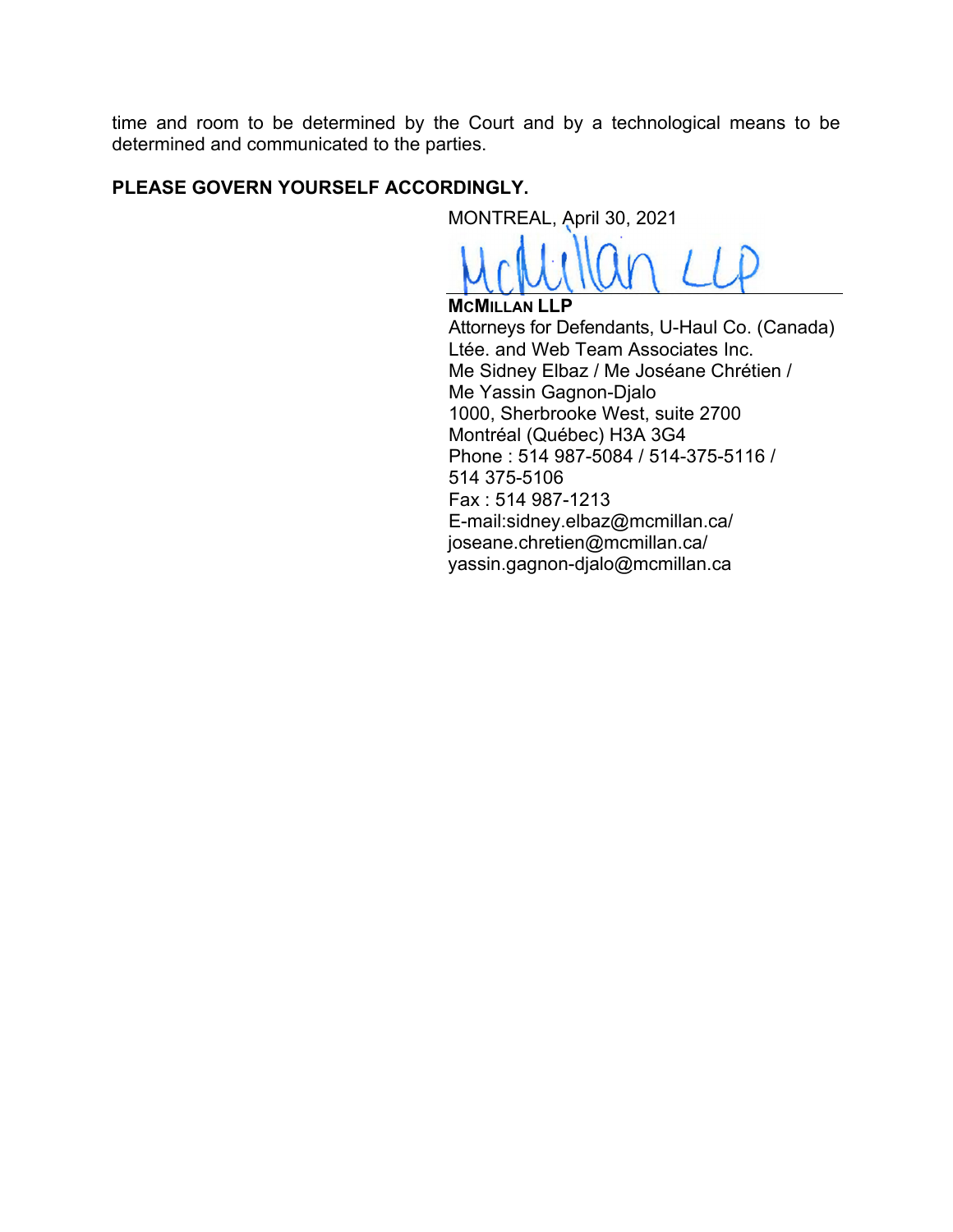time and room to be determined by the Court and by a technological means to be determined and communicated to the parties.

**PLEASE GOVERN YOURSELF ACCORDINGLY.**

MONTREAL, April 30, 2021

McMillan LLP

**MCMILLAN LLP**
Attorneys for Defendants, U-Haul Co. (Canada) Ltée. and Web Team Associates Inc.
Me Sidney Elbaz / Me Joséane Chrétien / Me Yassin Gagnon-Djalo
1000, Sherbrooke West, suite 2700
Montréal (Québec) H3A 3G4
Phone : 514 987-5084 / 514-375-5116 / 514 375-5106
Fax : 514 987-1213
E-mail:sidney.elbaz@mcmillan.ca/ joseane.chretien@mcmillan.ca/ yassin.gagnon-djalo@mcmillan.ca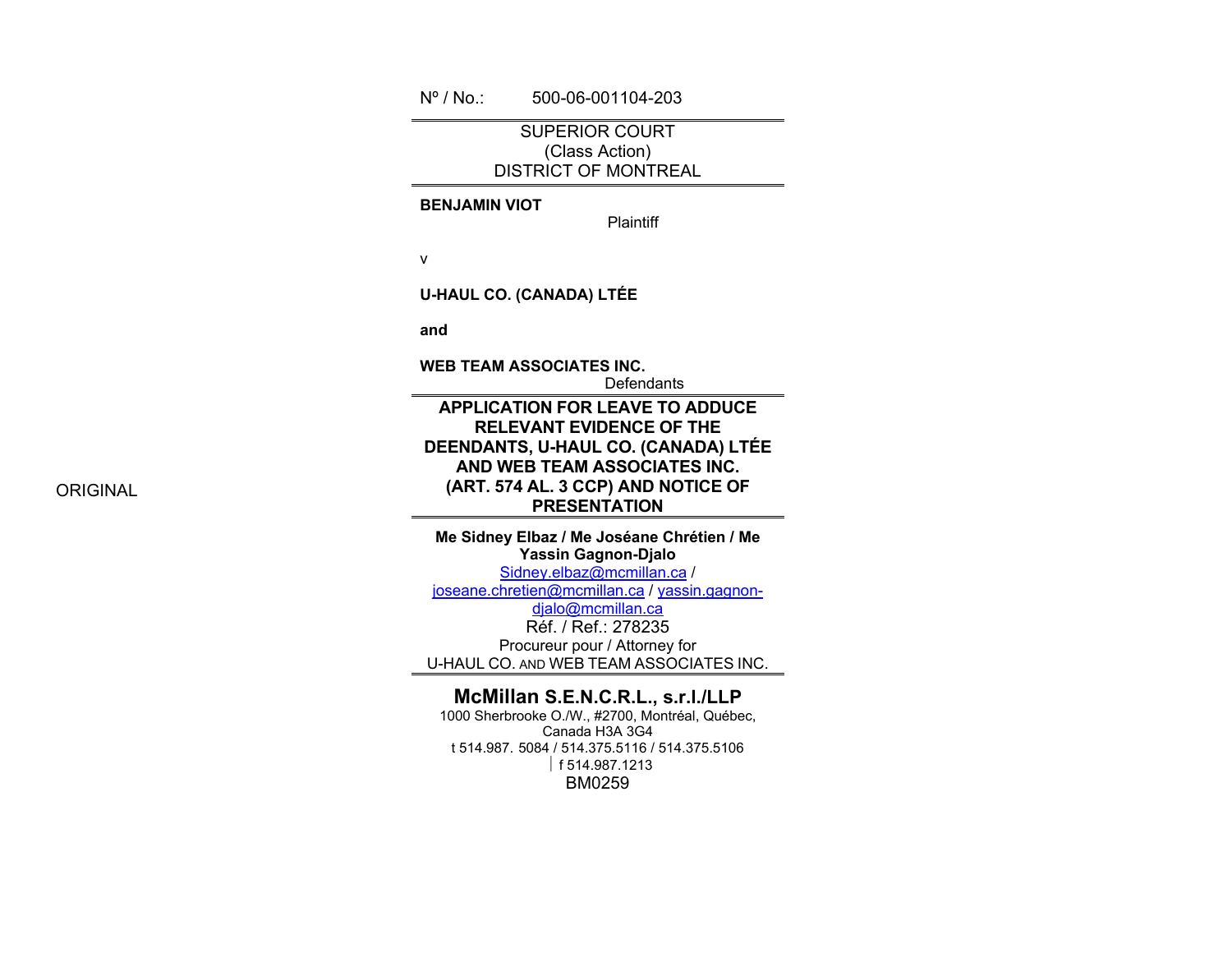ORIGINAL

Nº / No.: 500-06-001104-203

SUPERIOR COURT
(Class Action)
DISTRICT OF MONTREAL

**BENJAMIN VIOT**

Plaintiff

v

**U-HAUL CO. (CANADA) LTÉE**

**and**

**WEB TEAM ASSOCIATES INC.**

Defendants

**APPLICATION FOR LEAVE TO ADDUCE RELEVANT EVIDENCE OF THE DEENDANTS, U-HAUL CO. (CANADA) LTÉE AND WEB TEAM ASSOCIATES INC. (ART. 574 AL. 3 CCP) AND NOTICE OF PRESENTATION**

**Me Sidney Elbaz / Me Joséane Chrétien / Me Yassin Gagnon-Djalo**

Sidney.elbaz@mcmillan.ca / joseane.chretien@mcmillan.ca / yassin.gagnon-djalo@mcmillan.ca

Réf. / Ref.: 278235

Procureur pour / Attorney for

U-HAUL CO. AND WEB TEAM ASSOCIATES INC.

**McMillan S.E.N.C.R.L., s.r.l./LLP**

1000 Sherbrooke O./W., #2700, Montréal, Québec, Canada H3A 3G4

t 514.987. 5084 / 514.375.5116 / 514.375.5106 | f 514.987.1213

BM0259